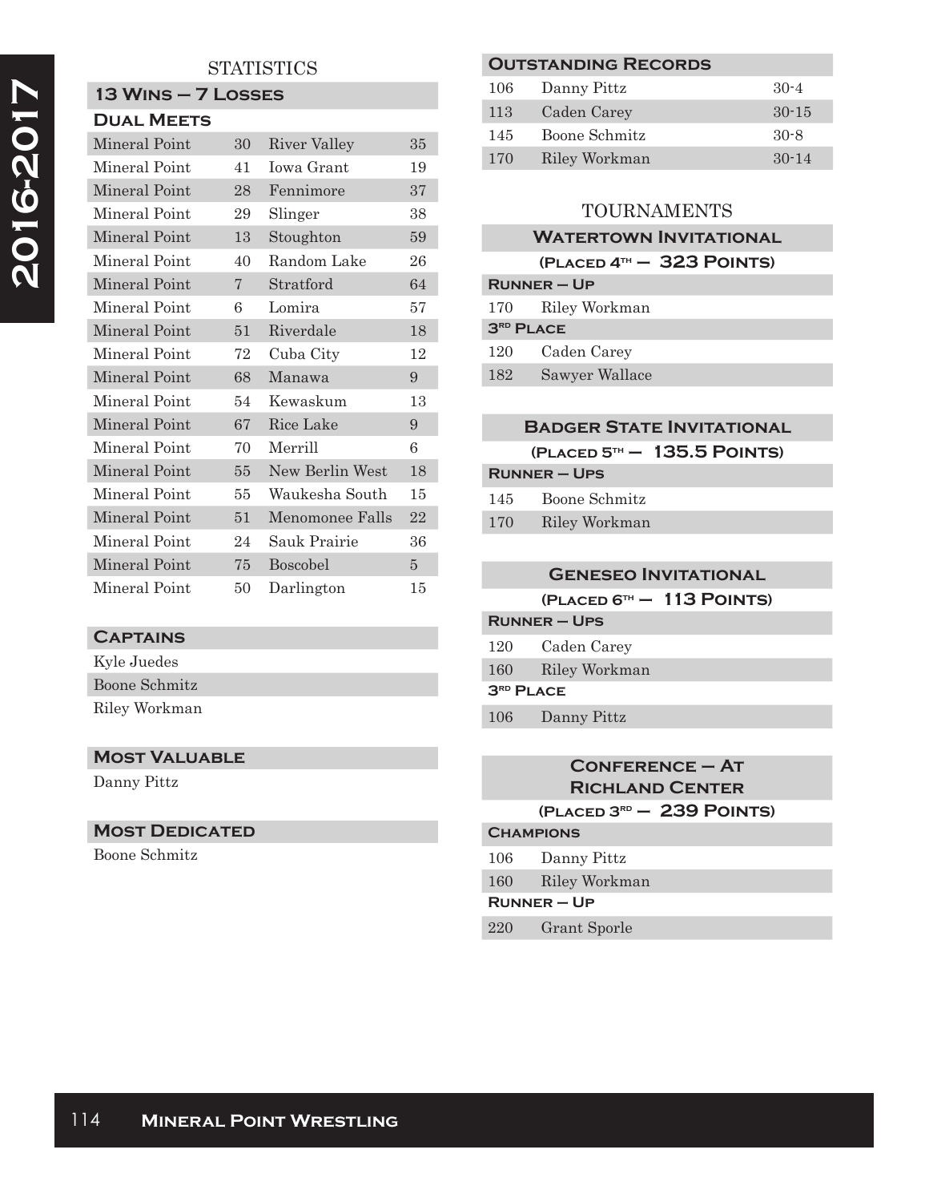# 2016-2017

## STATISTICS

### 13 Wins – 7 Losses

### Dual Meets

| | | | |
|---|---|---|---|
| Mineral Point | 30 | River Valley | 35 |
| Mineral Point | 41 | Iowa Grant | 19 |
| Mineral Point | 28 | Fennimore | 37 |
| Mineral Point | 29 | Slinger | 38 |
| Mineral Point | 13 | Stoughton | 59 |
| Mineral Point | 40 | Random Lake | 26 |
| Mineral Point | 7 | Stratford | 64 |
| Mineral Point | 6 | Lomira | 57 |
| Mineral Point | 51 | Riverdale | 18 |
| Mineral Point | 72 | Cuba City | 12 |
| Mineral Point | 68 | Manawa | 9 |
| Mineral Point | 54 | Kewaskum | 13 |
| Mineral Point | 67 | Rice Lake | 9 |
| Mineral Point | 70 | Merrill | 6 |
| Mineral Point | 55 | New Berlin West | 18 |
| Mineral Point | 55 | Waukesha South | 15 |
| Mineral Point | 51 | Menomonee Falls | 22 |
| Mineral Point | 24 | Sauk Prairie | 36 |
| Mineral Point | 75 | Boscobel | 5 |
| Mineral Point | 50 | Darlington | 15 |

### Captains

Kyle Juedes
Boone Schmitz
Riley Workman

### Most Valuable

Danny Pittz

### Most Dedicated

Boone Schmitz

### Outstanding Records

| | | |
|---|---|---|
| 106 | Danny Pittz | 30-4 |
| 113 | Caden Carey | 30-15 |
| 145 | Boone Schmitz | 30-8 |
| 170 | Riley Workman | 30-14 |

## TOURNAMENTS

### Watertown Invitational
**(Placed 4th – 323 Points)**

**Runner – Up**

| | |
|---|---|
| 170 | Riley Workman |

**3rd Place**

| | |
|---|---|
| 120 | Caden Carey |
| 182 | Sawyer Wallace |

### Badger State Invitational
**(Placed 5th – 135.5 Points)**

**Runner – Ups**

| | |
|---|---|
| 145 | Boone Schmitz |
| 170 | Riley Workman |

### Geneseo Invitational
**(Placed 6th – 113 Points)**

**Runner – Ups**

| | |
|---|---|
| 120 | Caden Carey |
| 160 | Riley Workman |

**3rd Place**

| | |
|---|---|
| 106 | Danny Pittz |

### Conference – At Richland Center
**(Placed 3rd – 239 Points)**

**Champions**

| | |
|---|---|
| 106 | Danny Pittz |
| 160 | Riley Workman |

**Runner – Up**

| | |
|---|---|
| 220 | Grant Sporle |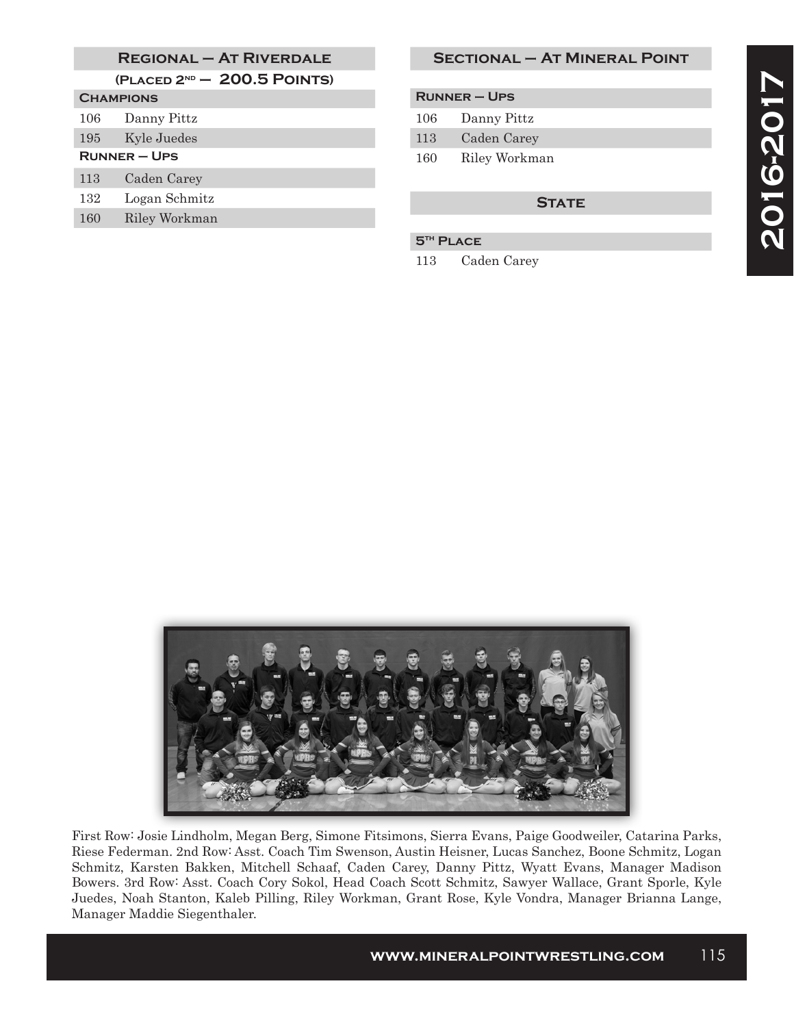## Regional – At Riverdale

**(Placed 2nd – 200.5 Points)**

| | |
|---|---|
| **Champions** | |
| 106 | Danny Pittz |
| 195 | Kyle Juedes |
| **Runner – Ups** | |
| 113 | Caden Carey |
| 132 | Logan Schmitz |
| 160 | Riley Workman |

## Sectional – At Mineral Point

| | |
|---|---|
| **Runner – Ups** | |
| 106 | Danny Pittz |
| 113 | Caden Carey |
| 160 | Riley Workman |

## State

| | |
|---|---|
| **5th Place** | |
| 113 | Caden Carey |

First Row: Josie Lindholm, Megan Berg, Simone Fitsimons, Sierra Evans, Paige Goodweiler, Catarina Parks, Riese Federman. 2nd Row: Asst. Coach Tim Swenson, Austin Heisner, Lucas Sanchez, Boone Schmitz, Logan Schmitz, Karsten Bakken, Mitchell Schaaf, Caden Carey, Danny Pittz, Wyatt Evans, Manager Madison Bowers. 3rd Row: Asst. Coach Cory Sokol, Head Coach Scott Schmitz, Sawyer Wallace, Grant Sporle, Kyle Juedes, Noah Stanton, Kaleb Pilling, Riley Workman, Grant Rose, Kyle Vondra, Manager Brianna Lange, Manager Maddie Siegenthaler.